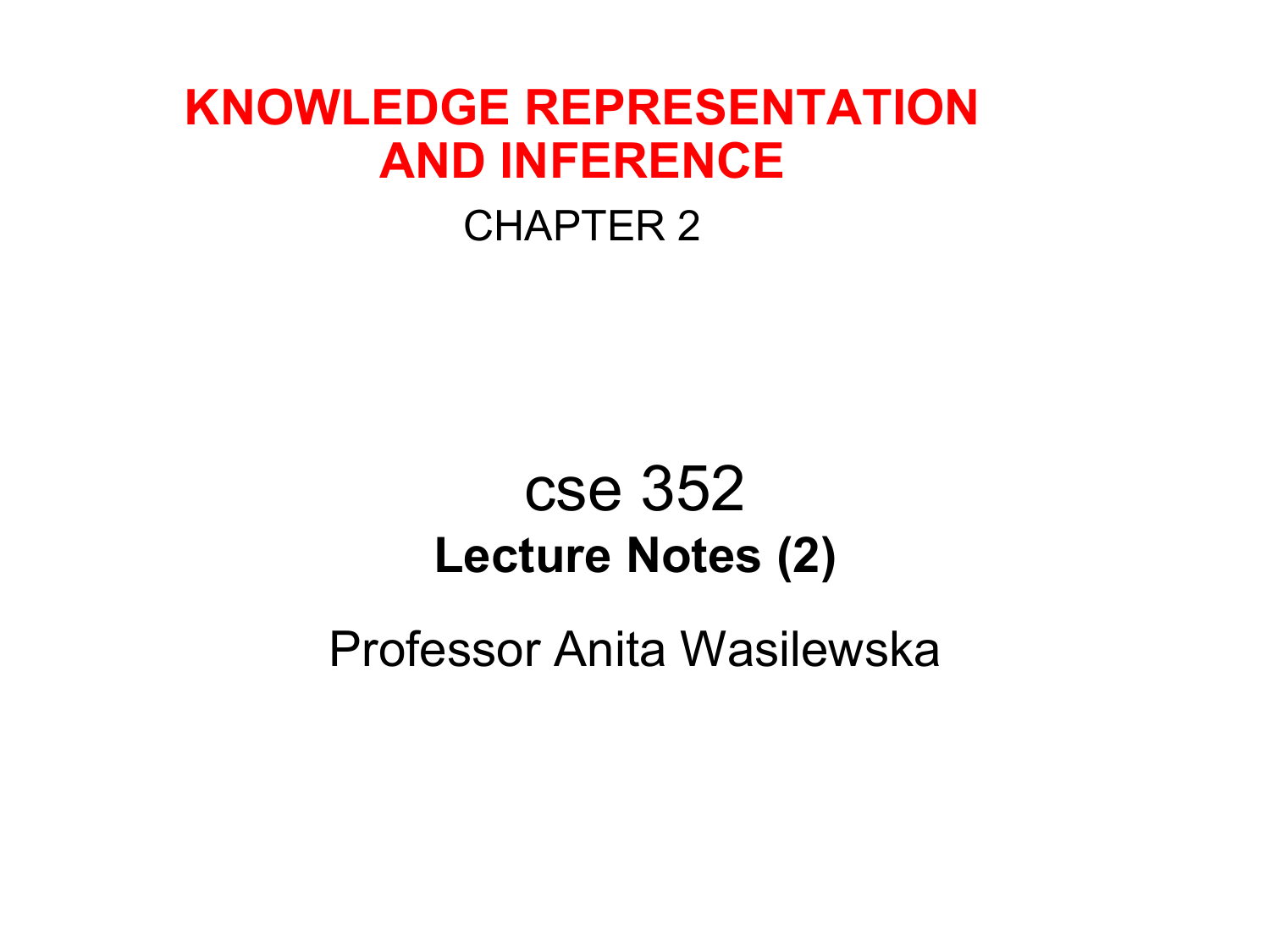# KNOWLEDGE REPRESENTATION AND INFERENCE

CHAPTER 2

## cse 352

**Lecture Notes (2)**

Professor Anita Wasilewska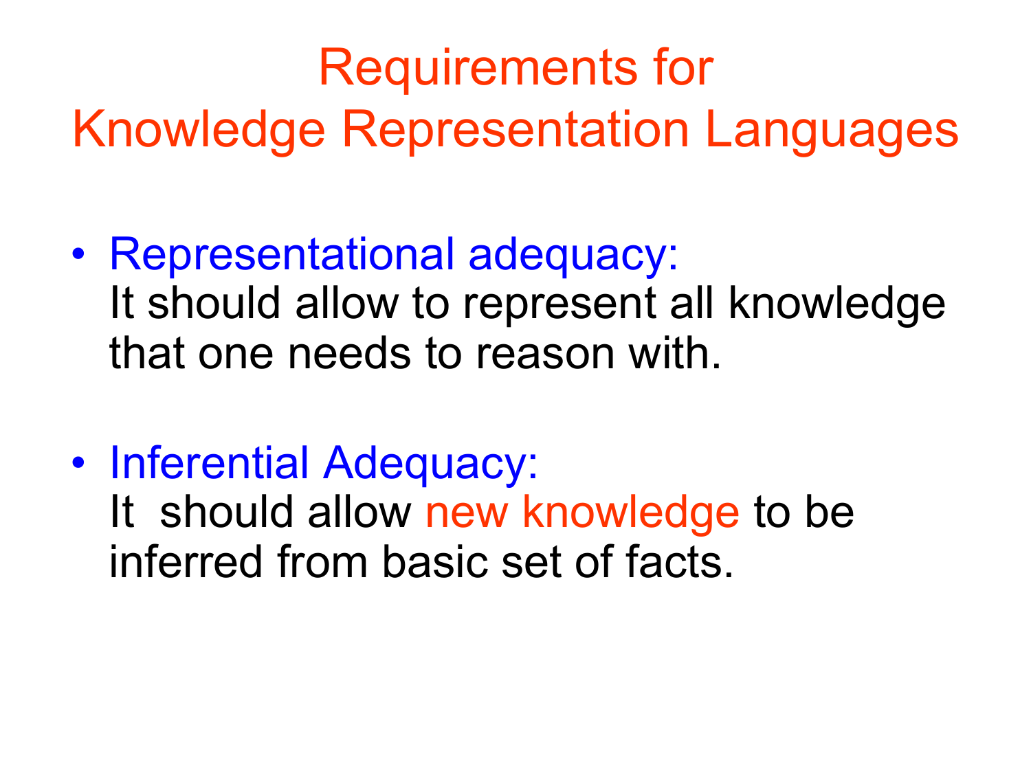# Requirements for Knowledge Representation Languages

- **Representational adequacy:**
  It should allow to represent all knowledge that one needs to reason with.

- **Inferential Adequacy:**
  It should allow new knowledge to be inferred from basic set of facts.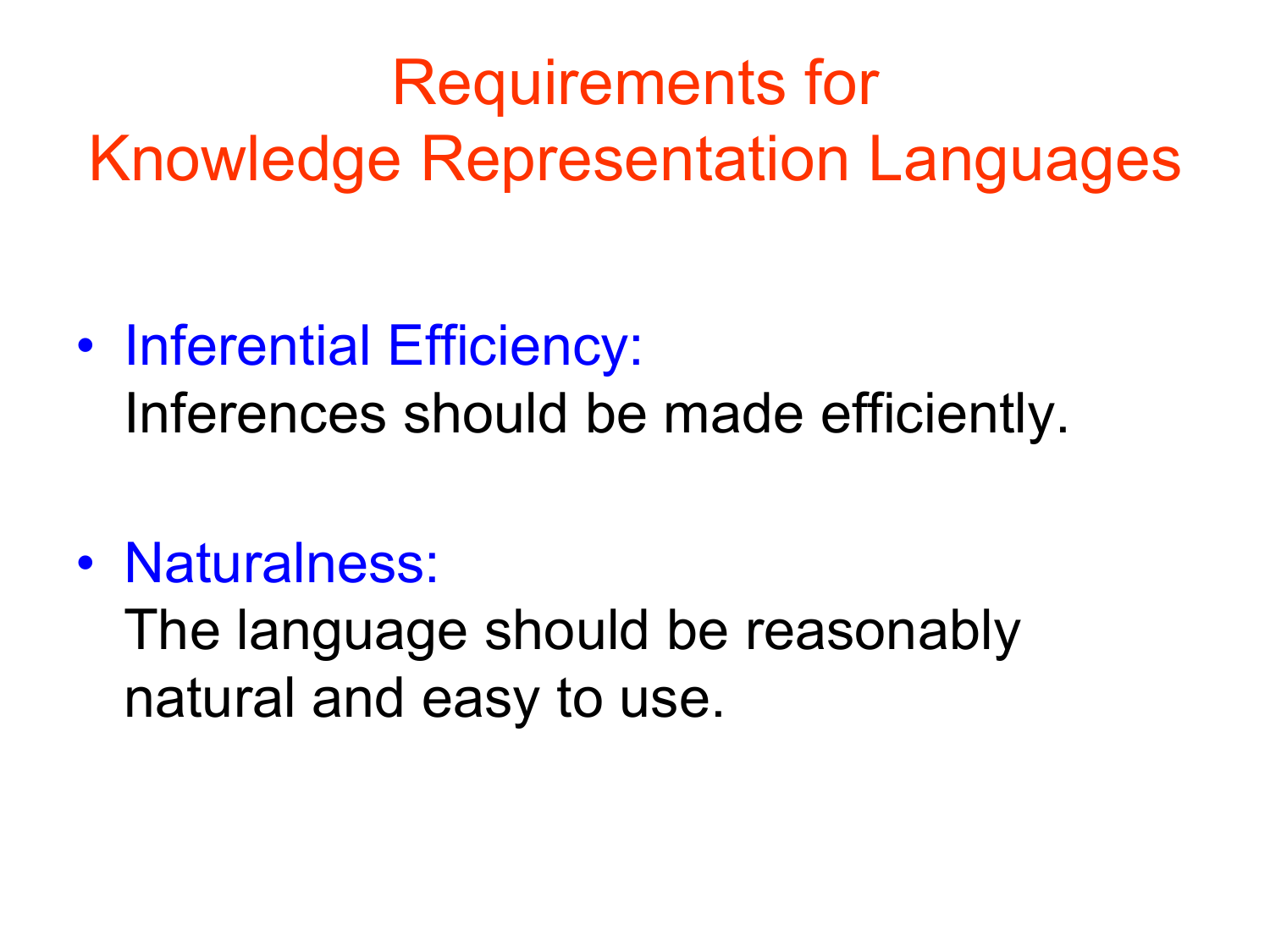# Requirements for Knowledge Representation Languages

- Inferential Efficiency:
  Inferences should be made efficiently.

- Naturalness:
  The language should be reasonably natural and easy to use.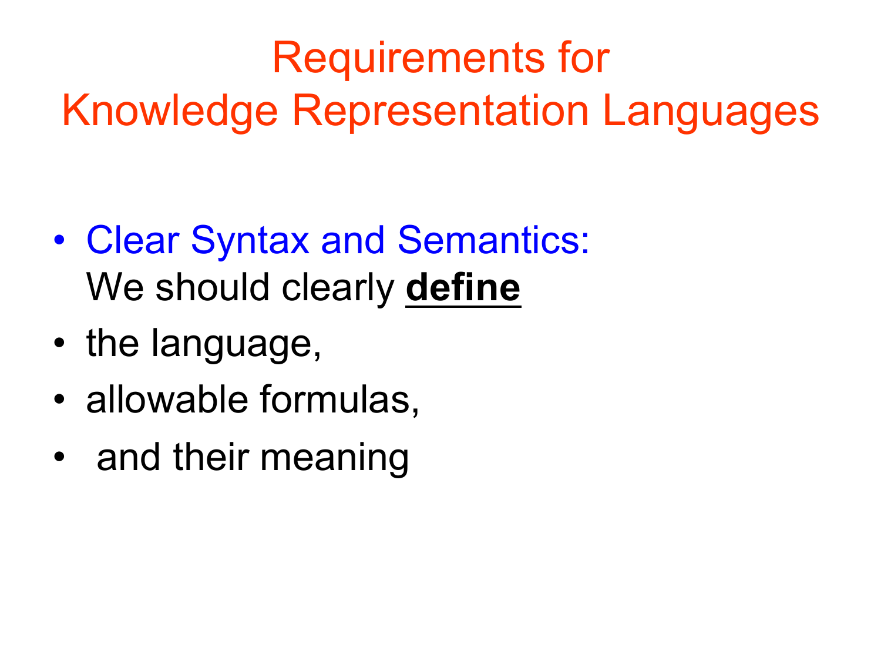# Requirements for Knowledge Representation Languages

- Clear Syntax and Semantics:
  We should clearly **define**
- the language,
- allowable formulas,
- and their meaning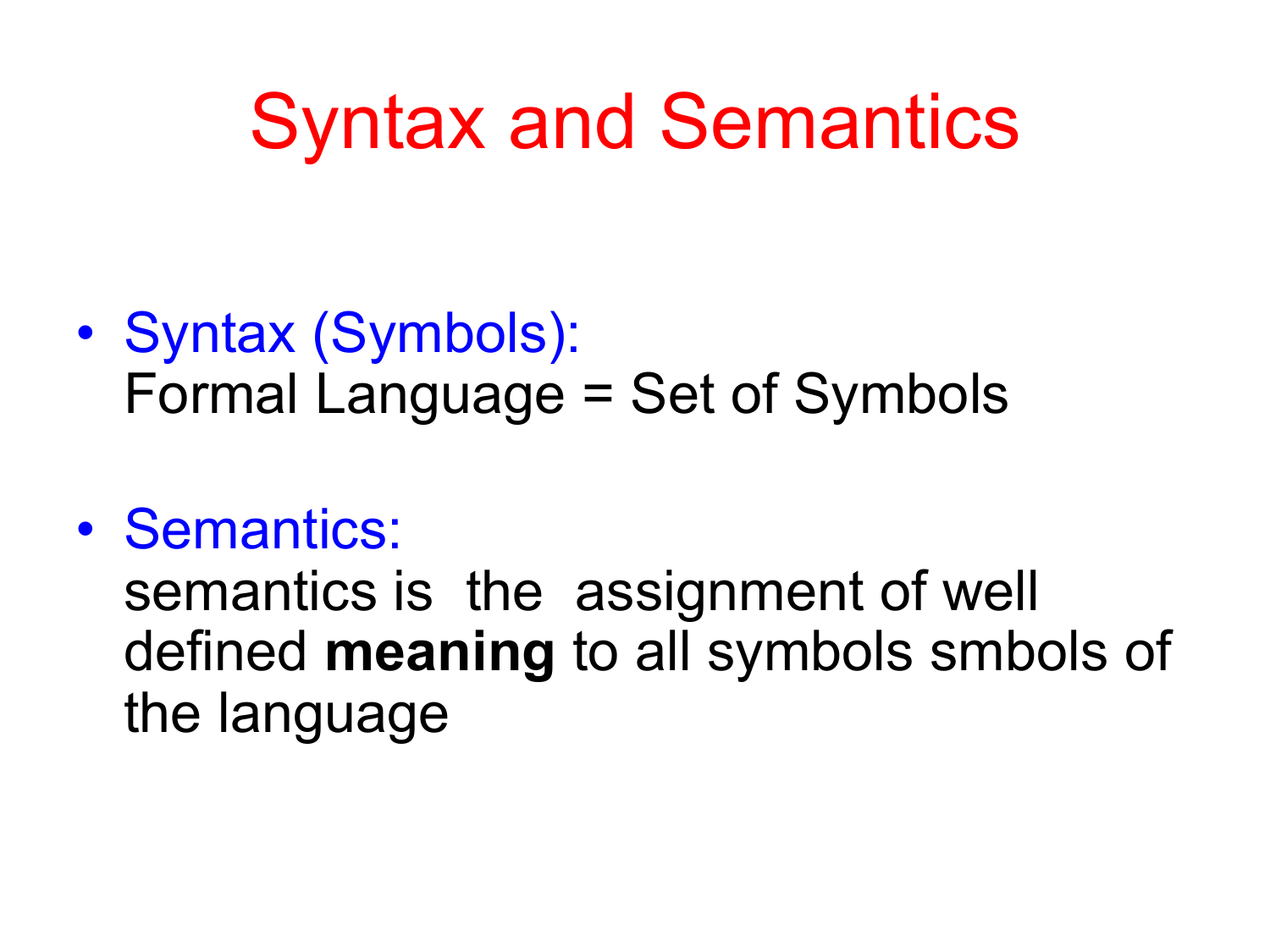# Syntax and Semantics

- Syntax (Symbols):
  Formal Language = Set of Symbols

- Semantics:
  semantics is the assignment of well defined **meaning** to all symbols smbols of the language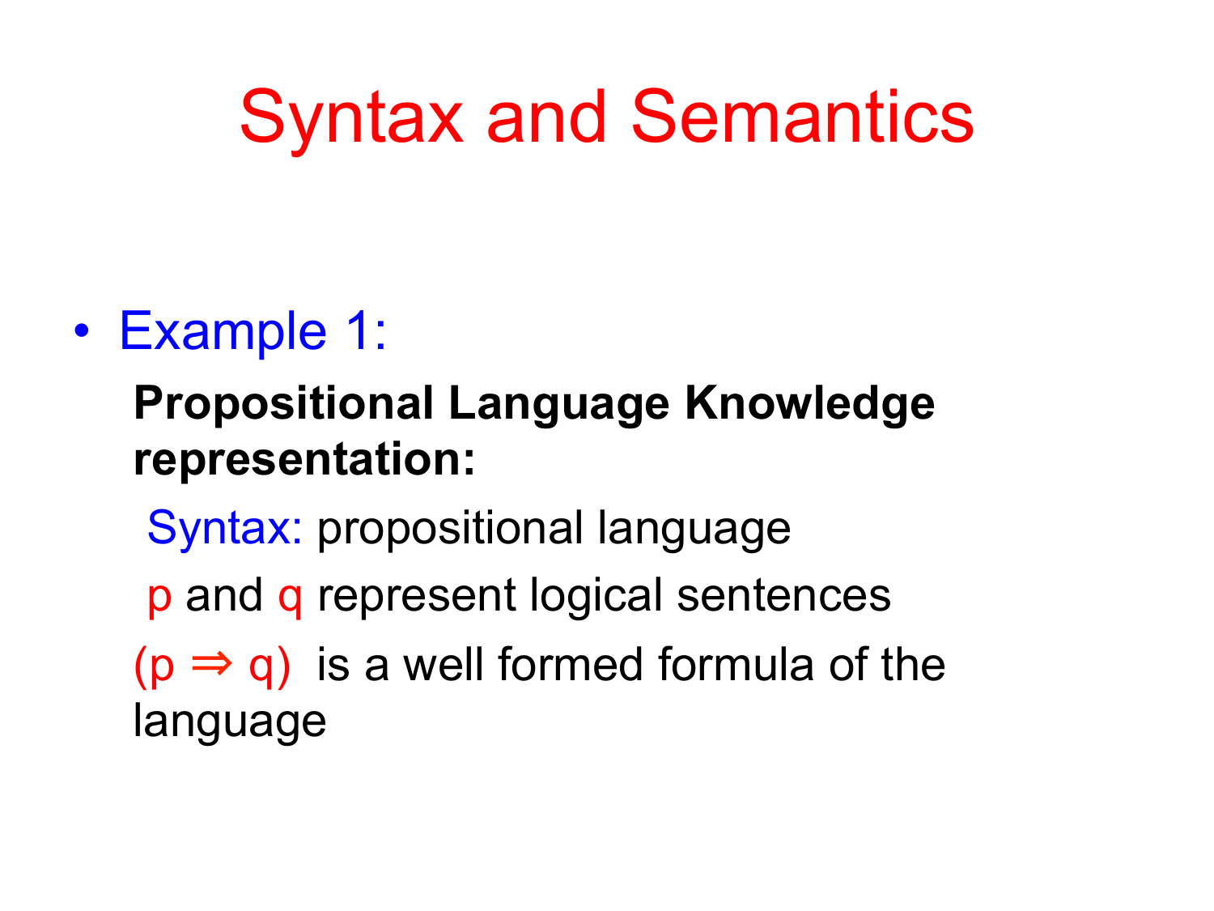# Syntax and Semantics

- Example 1:

  **Propositional Language Knowledge representation:**

  Syntax: propositional language

  $p$ and $q$ represent logical sentences

  $(p \Rightarrow q)$ is a well formed formula of the language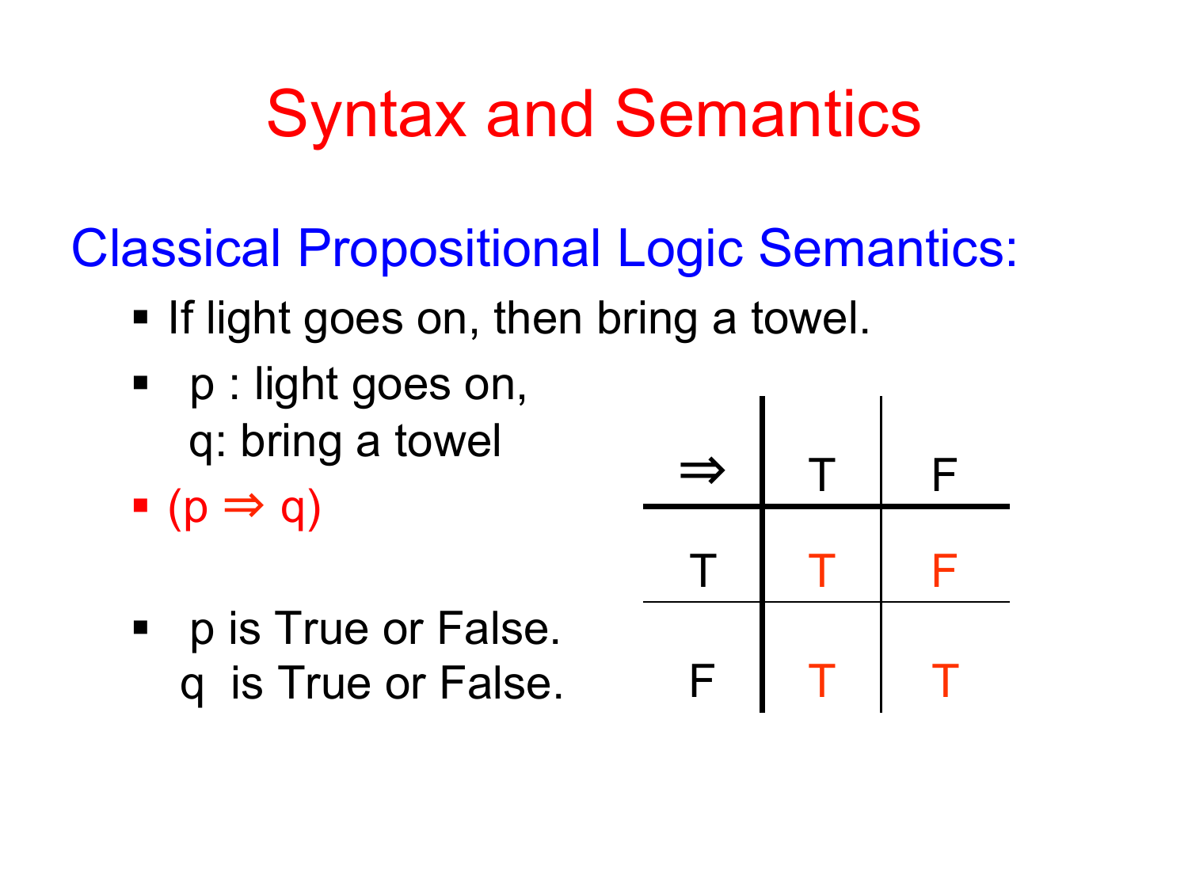# Syntax and Semantics

## Classical Propositional Logic Semantics:

- If light goes on, then bring a towel.
- p : light goes on,
  q: bring a towel
- $(p \Rightarrow q)$
- p is True or False.
  q is True or False.

| $\Rightarrow$ | T | F |
|---|---|---|
| T | T | F |
| F | T | T |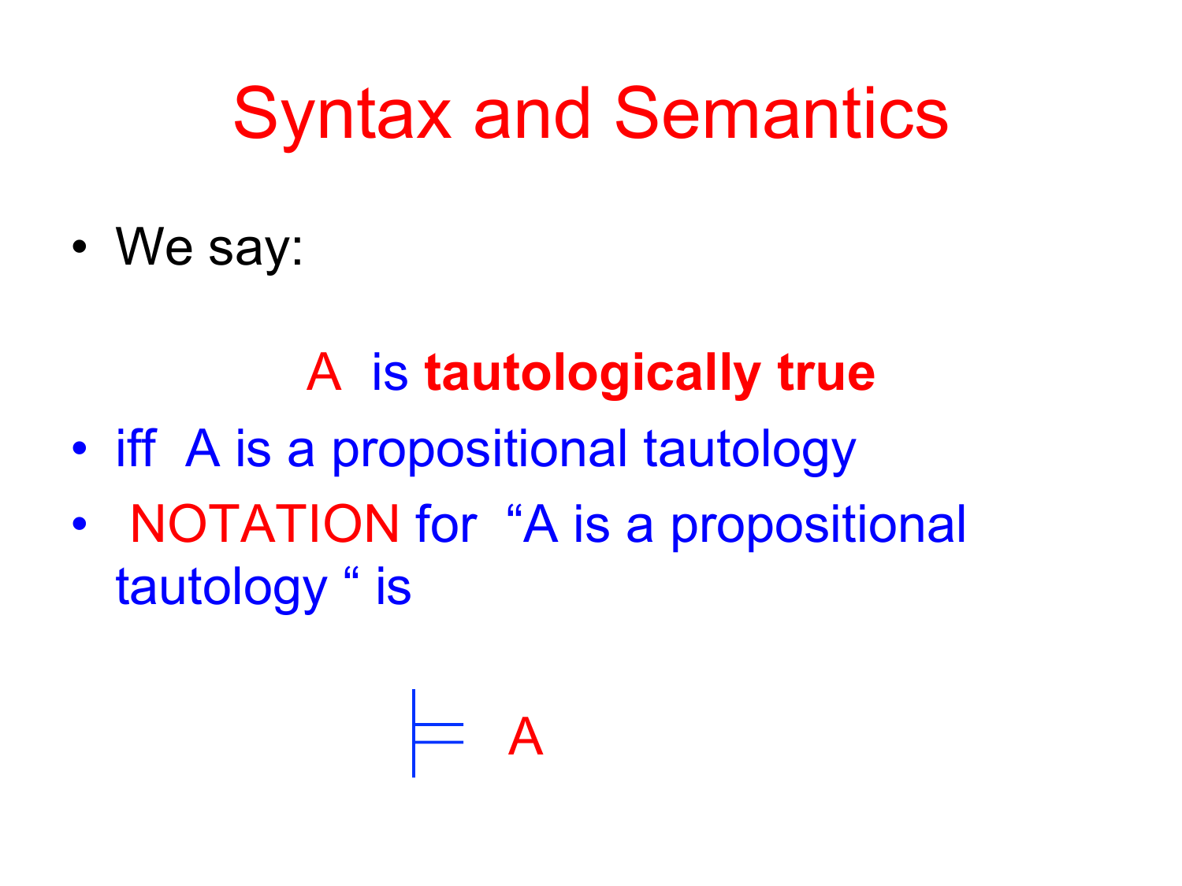# Syntax and Semantics

- We say:

**A is tautologically true**

- iff A is a propositional tautology
- NOTATION for "A is a propositional tautology " is

$$\models A$$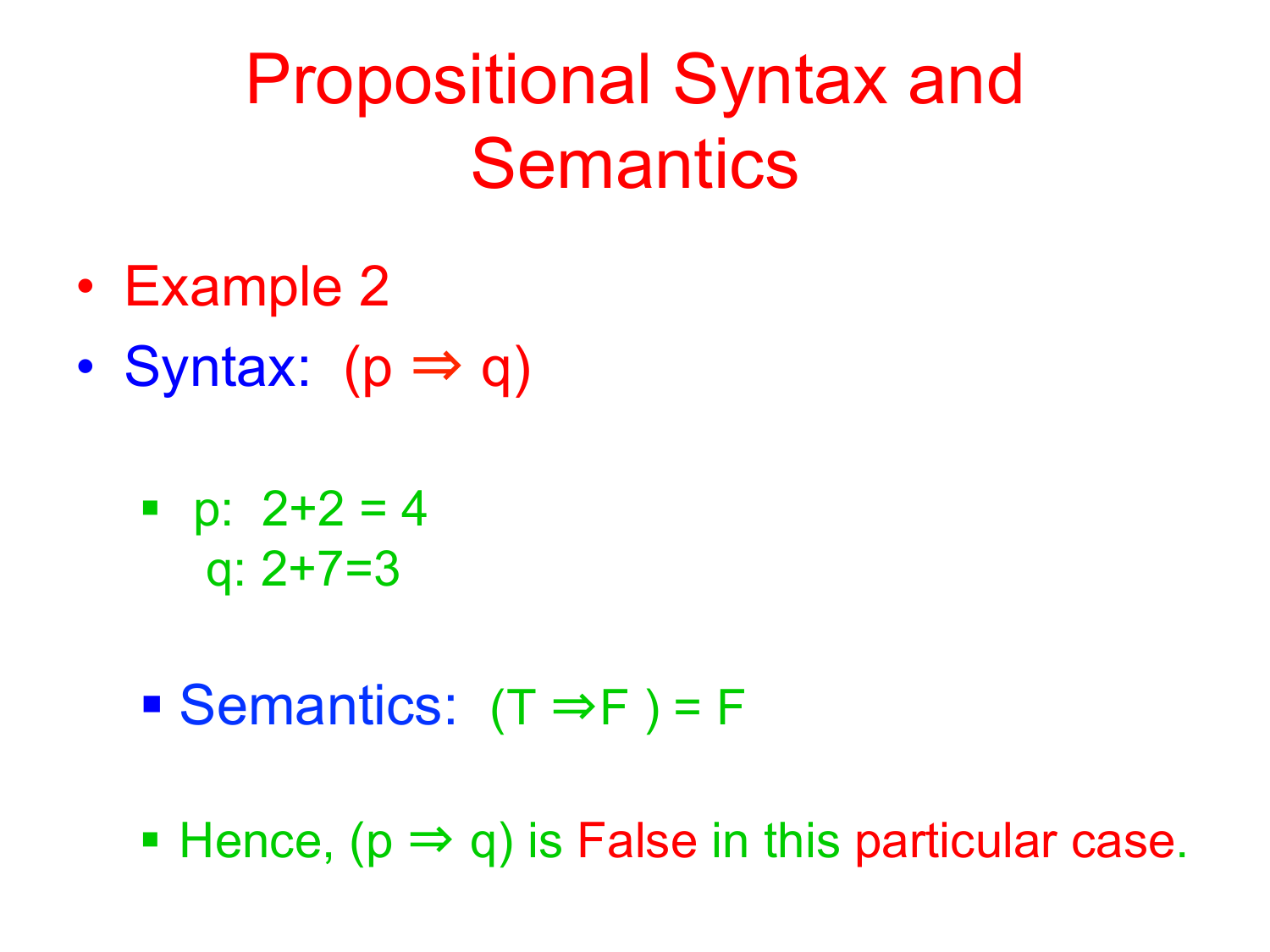# Propositional Syntax and Semantics

- Example 2
- Syntax: $(p \Rightarrow q)$
  - p: 2+2 = 4
    q: 2+7=3
  - Semantics: $(T \Rightarrow F) = F$
  - Hence, $(p \Rightarrow q)$ is False in this particular case.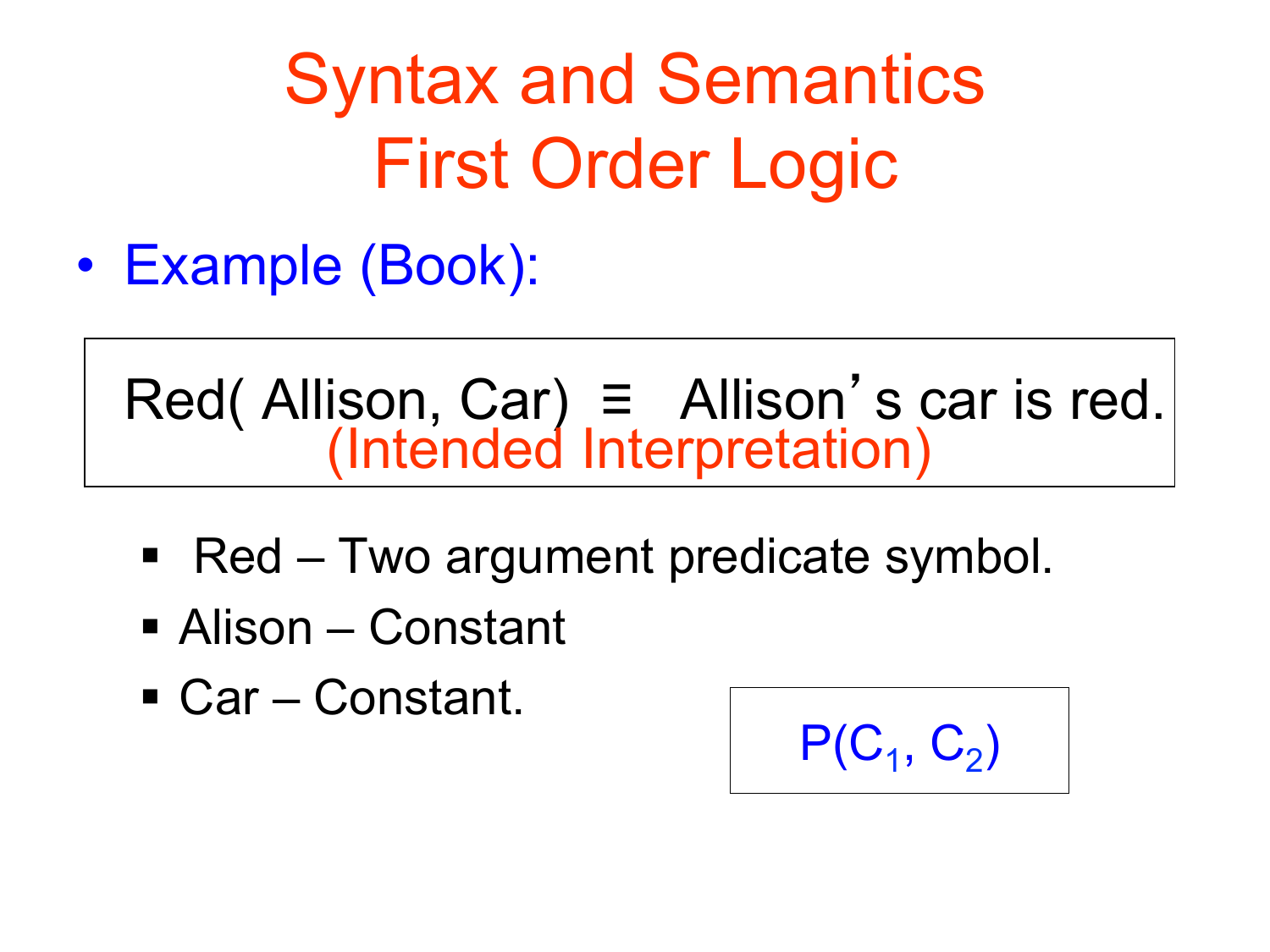# Syntax and Semantics First Order Logic

- Example (Book):

Red( Allison, Car) ≡ Allison's car is red.
(Intended Interpretation)

- Red – Two argument predicate symbol.
- Alison – Constant
- Car – Constant.

$P(C_1, C_2)$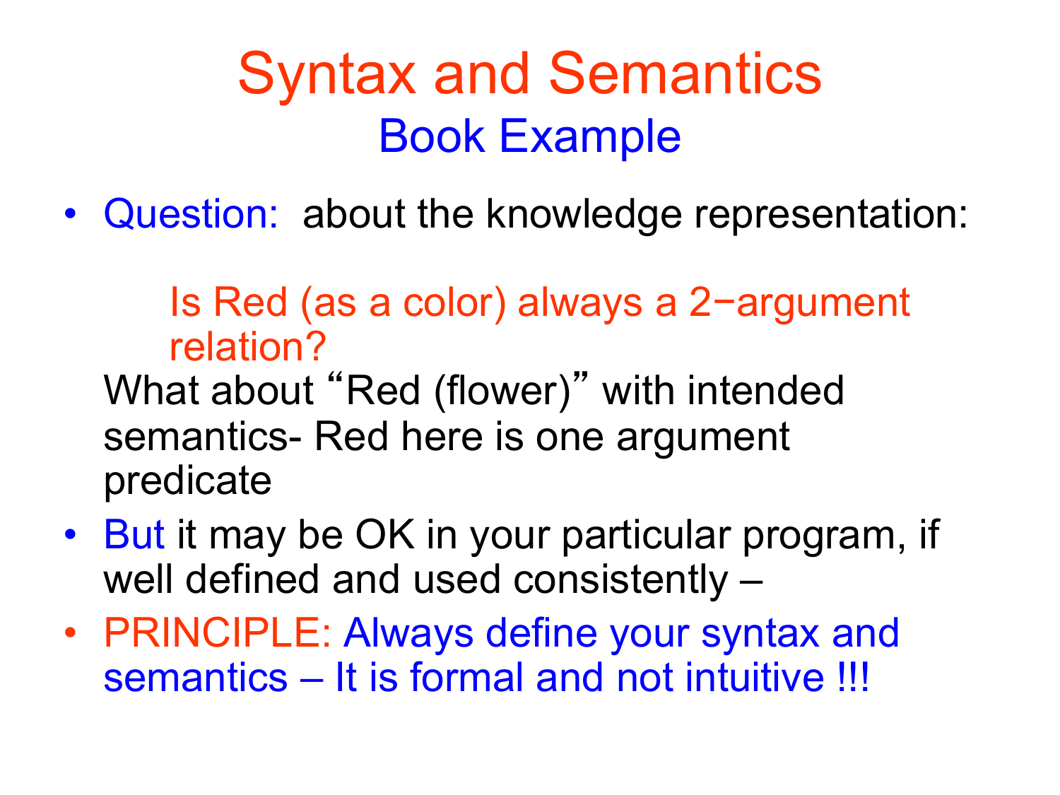# Syntax and Semantics

## Book Example

- Question: about the knowledge representation:

  Is Red (as a color) always a 2−argument relation?

  What about "Red (flower)" with intended semantics- Red here is one argument predicate

- But it may be OK in your particular program, if well defined and used consistently –
- PRINCIPLE: Always define your syntax and semantics – It is formal and not intuitive !!!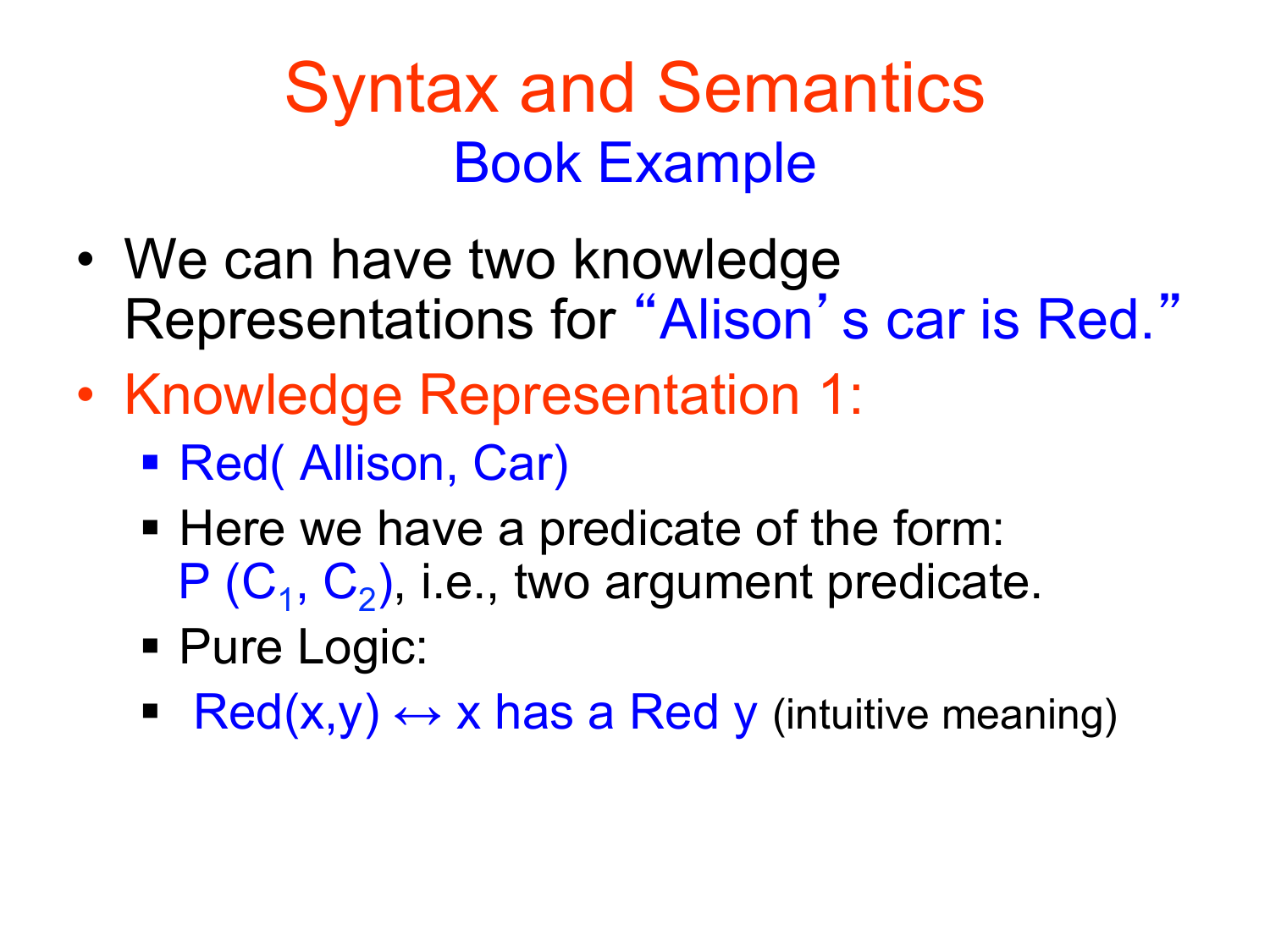# Syntax and Semantics

## Book Example

- We can have two knowledge Representations for "Alison's car is Red."
- Knowledge Representation 1:
  - Red( Allison, Car)
  - Here we have a predicate of the form: $P(C_1, C_2)$, i.e., two argument predicate.
  - Pure Logic:
  - Red(x,y) ↔ x has a Red y (intuitive meaning)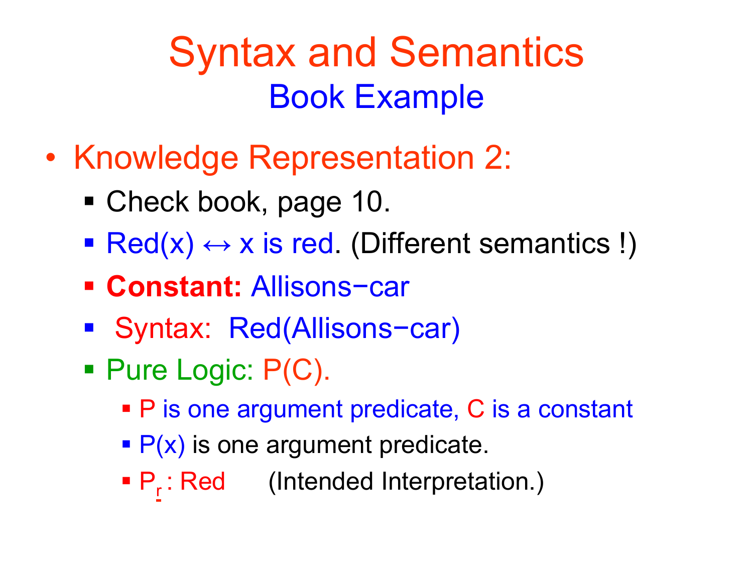# Syntax and Semantics

## Book Example

- Knowledge Representation 2:
  - Check book, page 10.
  - Red(x) ↔ x is red. (Different semantics !)
  - **Constant:** Allisons−car
  - Syntax: Red(Allisons−car)
  - Pure Logic: P(C).
    - P is one argument predicate, C is a constant
    - P(x) is one argument predicate.
    - $P_r$ : Red (Intended Interpretation.)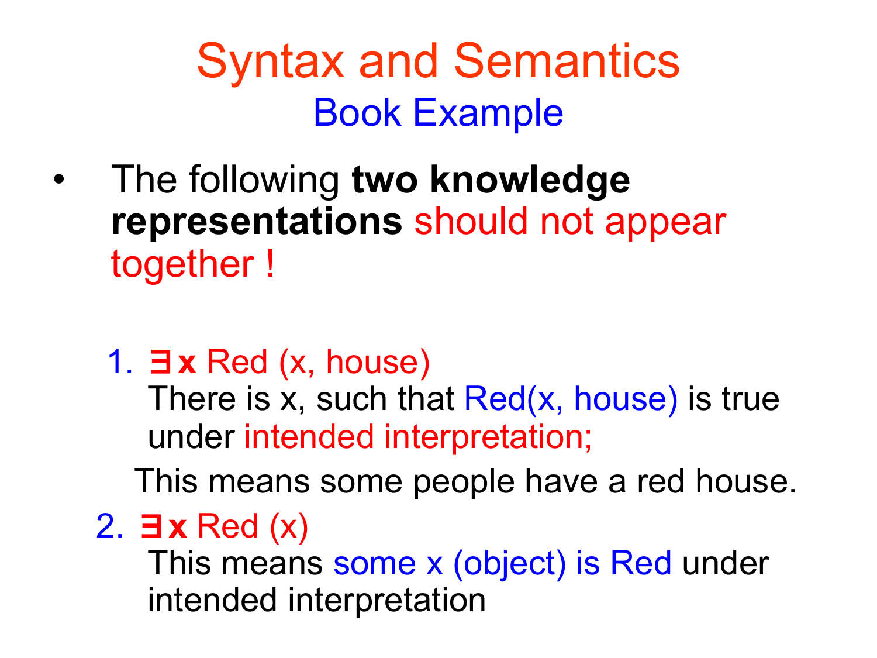# Syntax and Semantics

## Book Example

- The following **two knowledge representations** should not appear together !

   1. $\exists x$ Red (x, house)
      There is x, such that Red(x, house) is true under intended interpretation;

      This means some people have a red house.

   2. $\exists x$ Red (x)
      This means some x (object) is Red under intended interpretation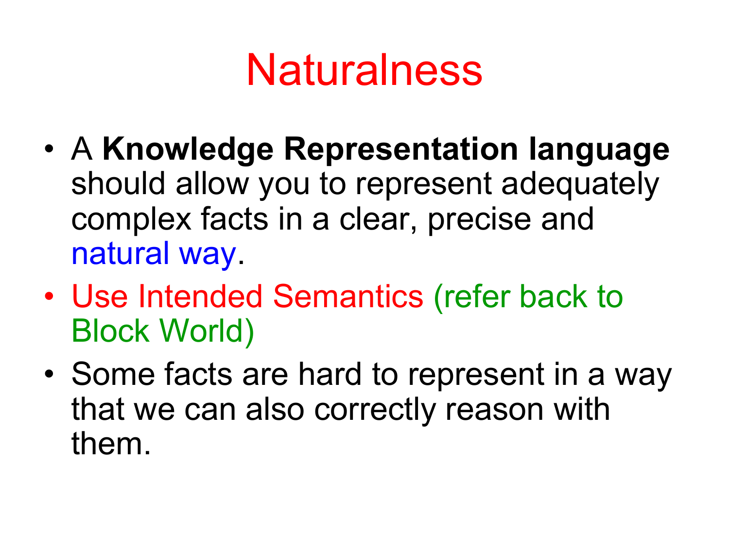# Naturalness

- A **Knowledge Representation language** should allow you to represent adequately complex facts in a clear, precise and natural way.
- Use Intended Semantics (refer back to Block World)
- Some facts are hard to represent in a way that we can also correctly reason with them.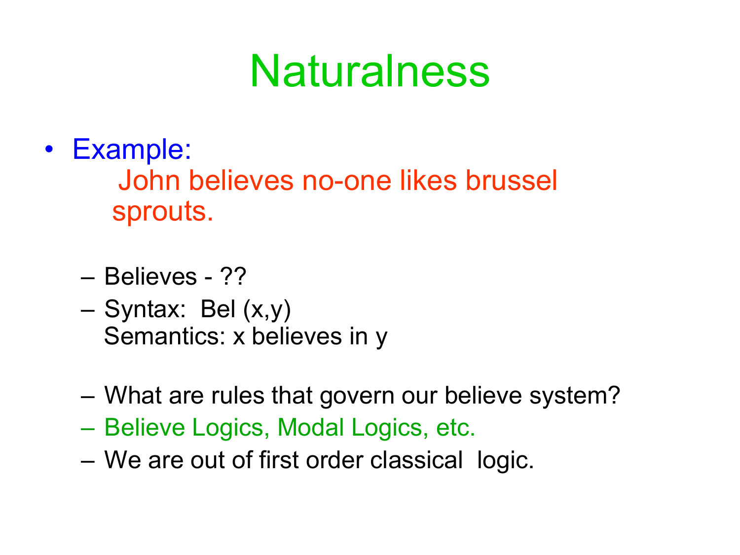# Naturalness

- Example:

  John believes no-one likes brussel sprouts.

  - Believes - ??
  - Syntax: Bel (x,y)
    Semantics: x believes in y
  - What are rules that govern our believe system?
  - Believe Logics, Modal Logics, etc.
  - We are out of first order classical logic.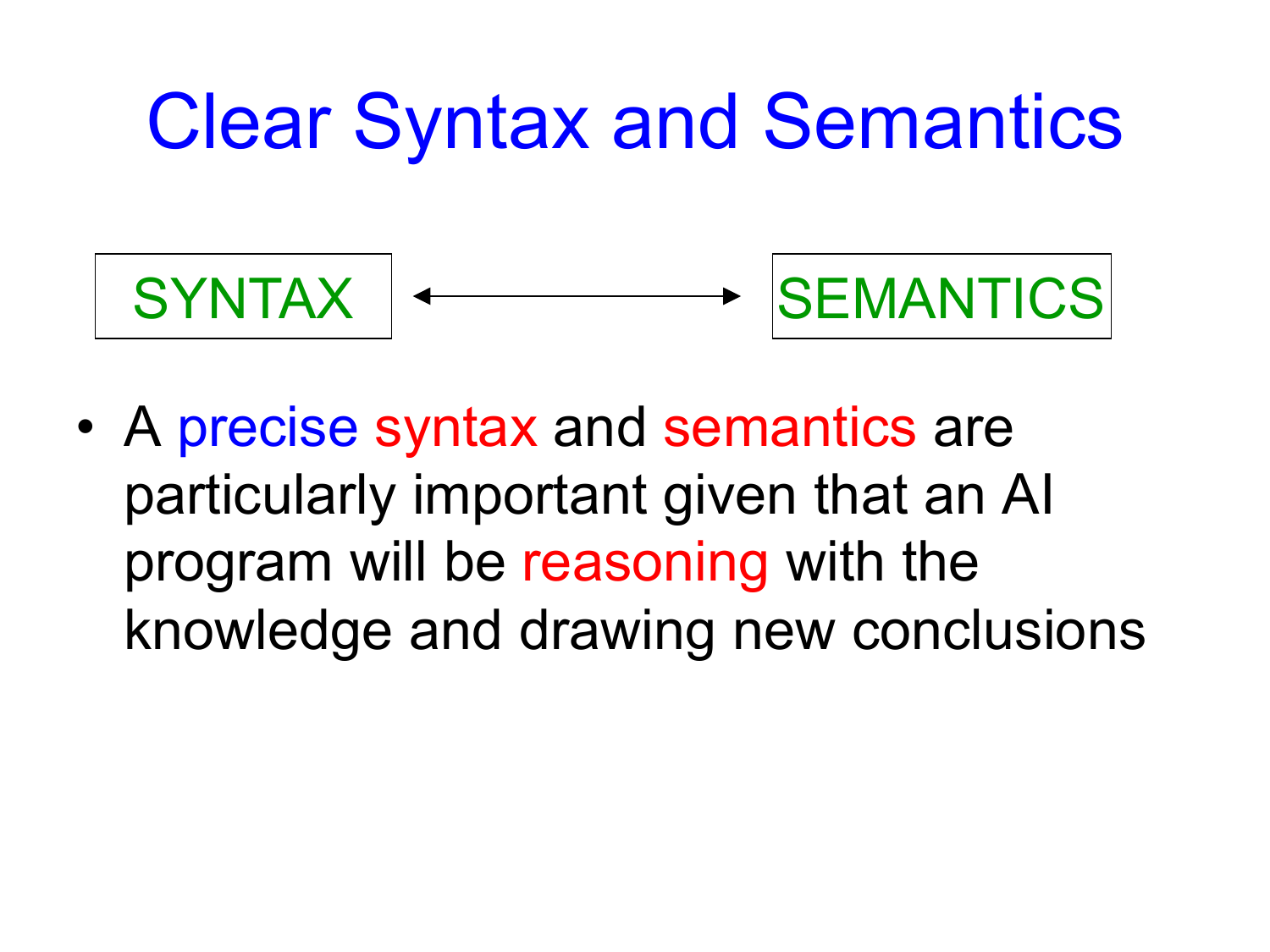# Clear Syntax and Semantics

SYNTAX ⟷ SEMANTICS

- A precise syntax and semantics are particularly important given that an AI program will be reasoning with the knowledge and drawing new conclusions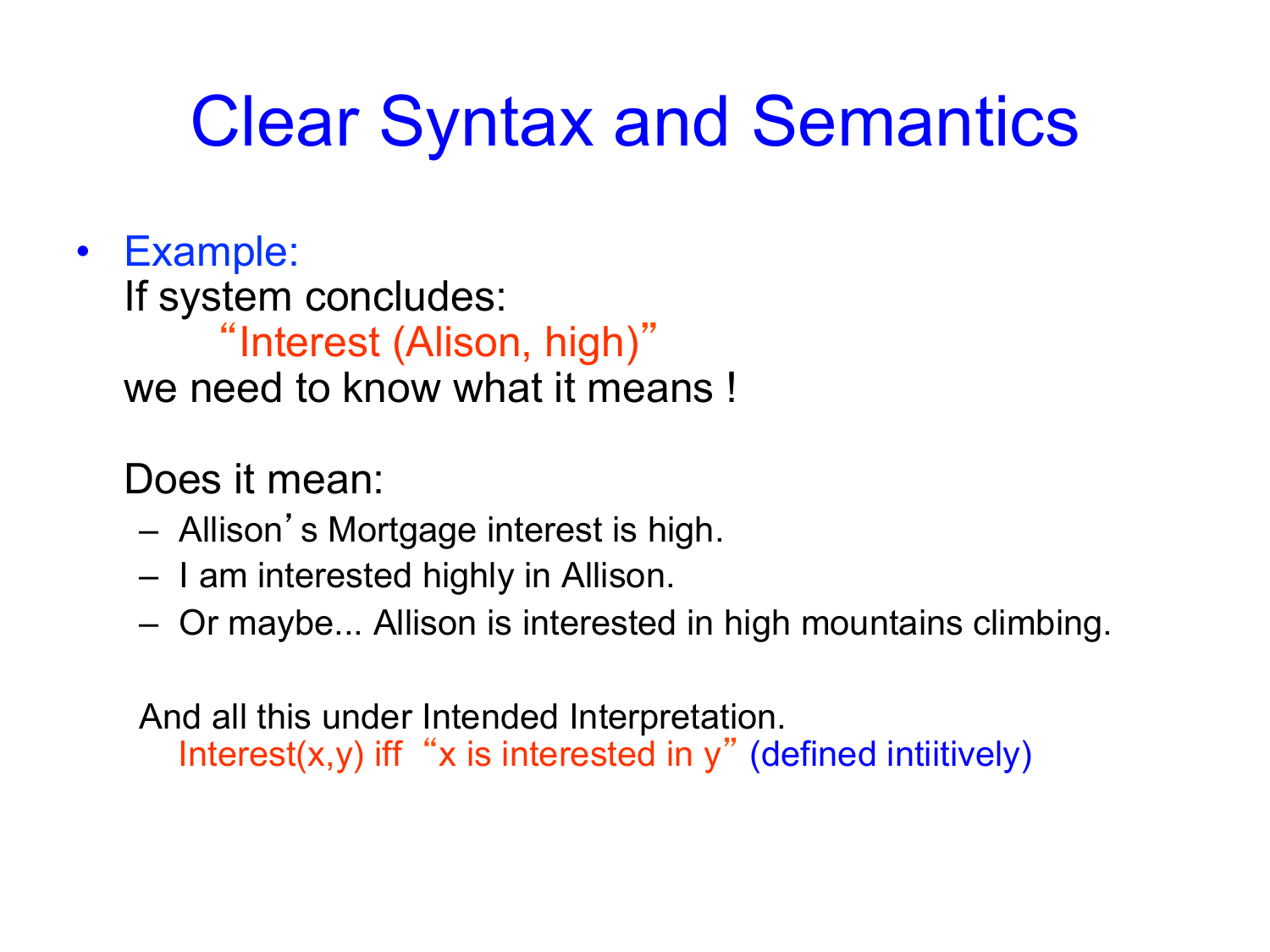# Clear Syntax and Semantics

- Example:
  If system concludes:
  "Interest (Alison, high)"
  we need to know what it means !

  Does it mean:
  - Allison's Mortgage interest is high.
  - I am interested highly in Allison.
  - Or maybe... Allison is interested in high mountains climbing.

  And all this under Intended Interpretation.
  Interest(x,y) iff "x is interested in y" (defined intiitively)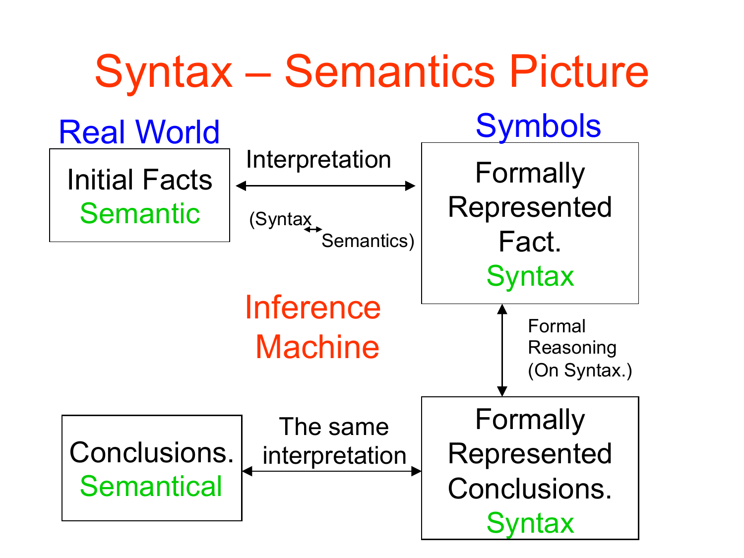# Syntax – Semantics Picture

**Real World**

Initial Facts
Semantic

Interpretation
(Syntax ↔ Semantics)

**Symbols**

Formally Represented Fact.
Syntax

Formal Reasoning (On Syntax.)

Inference Machine

Conclusions.
Semantical

The same interpretation

Formally Represented Conclusions.
Syntax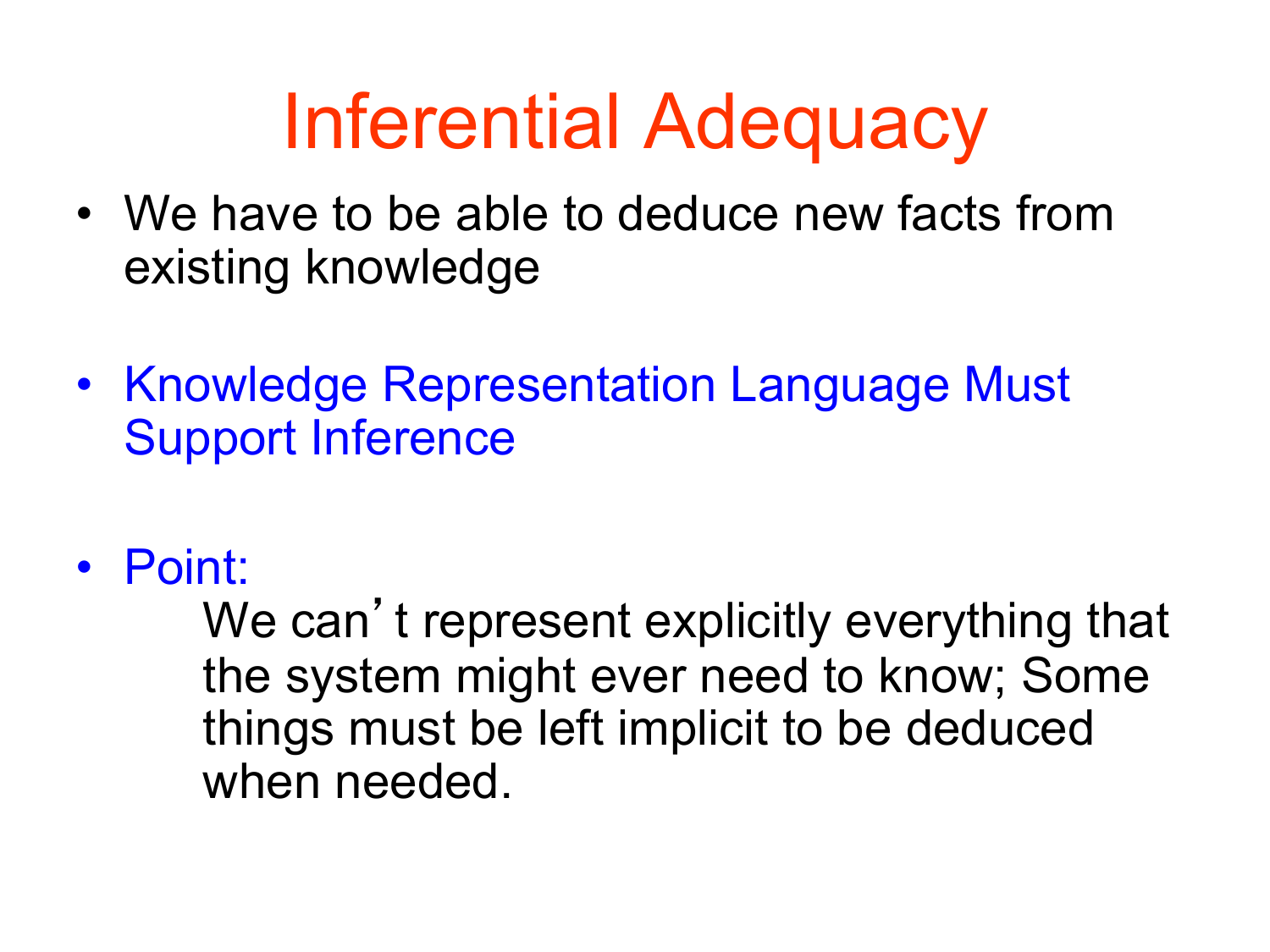# Inferential Adequacy

- We have to be able to deduce new facts from existing knowledge

- Knowledge Representation Language Must Support Inference

- Point:

  We can't represent explicitly everything that the system might ever need to know; Some things must be left implicit to be deduced when needed.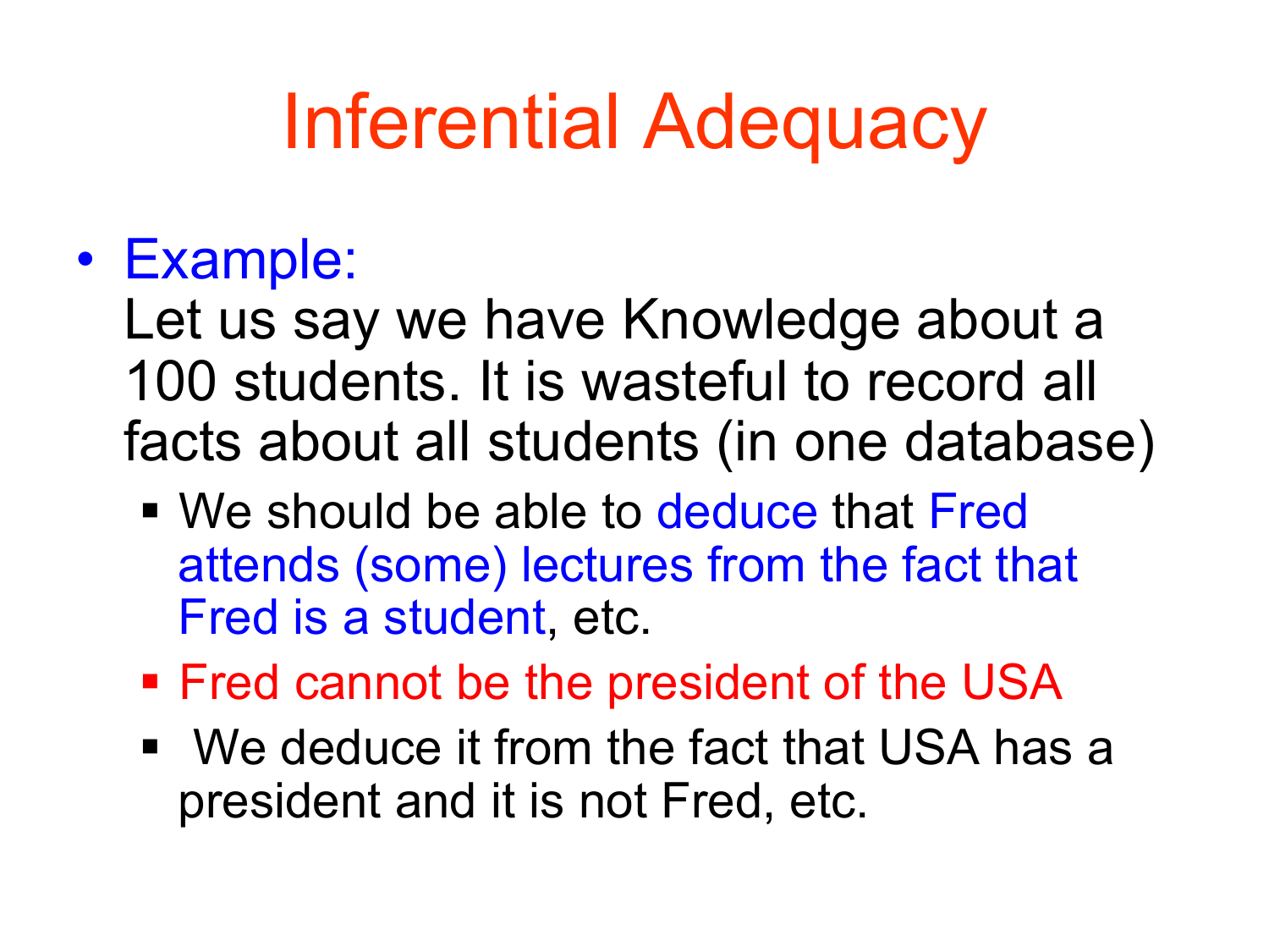# Inferential Adequacy

- Example:
  Let us say we have Knowledge about a 100 students. It is wasteful to record all facts about all students (in one database)
  - We should be able to deduce that Fred attends (some) lectures from the fact that Fred is a student, etc.
  - Fred cannot be the president of the USA
  - We deduce it from the fact that USA has a president and it is not Fred, etc.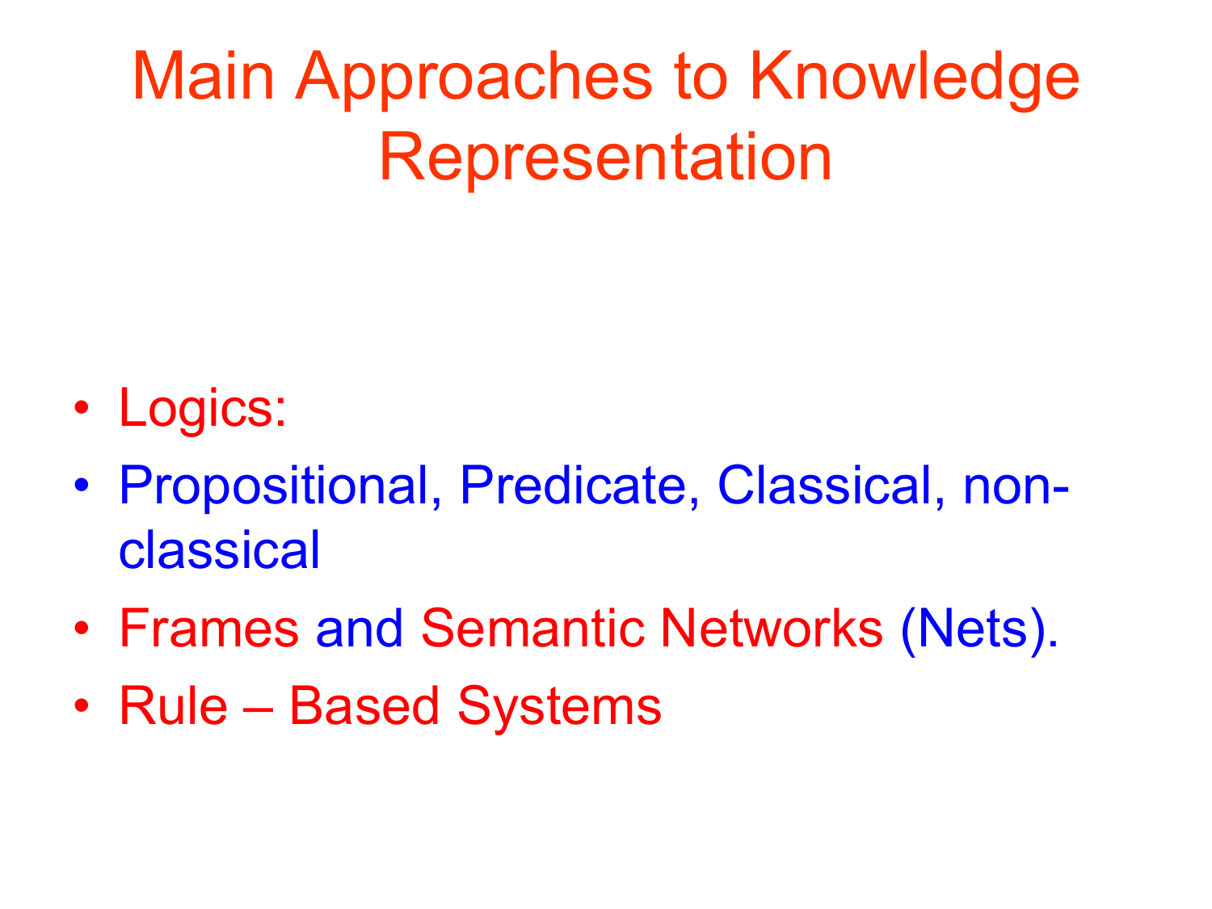# Main Approaches to Knowledge Representation

- Logics:
- Propositional, Predicate, Classical, non-classical
- Frames and Semantic Networks (Nets).
- Rule – Based Systems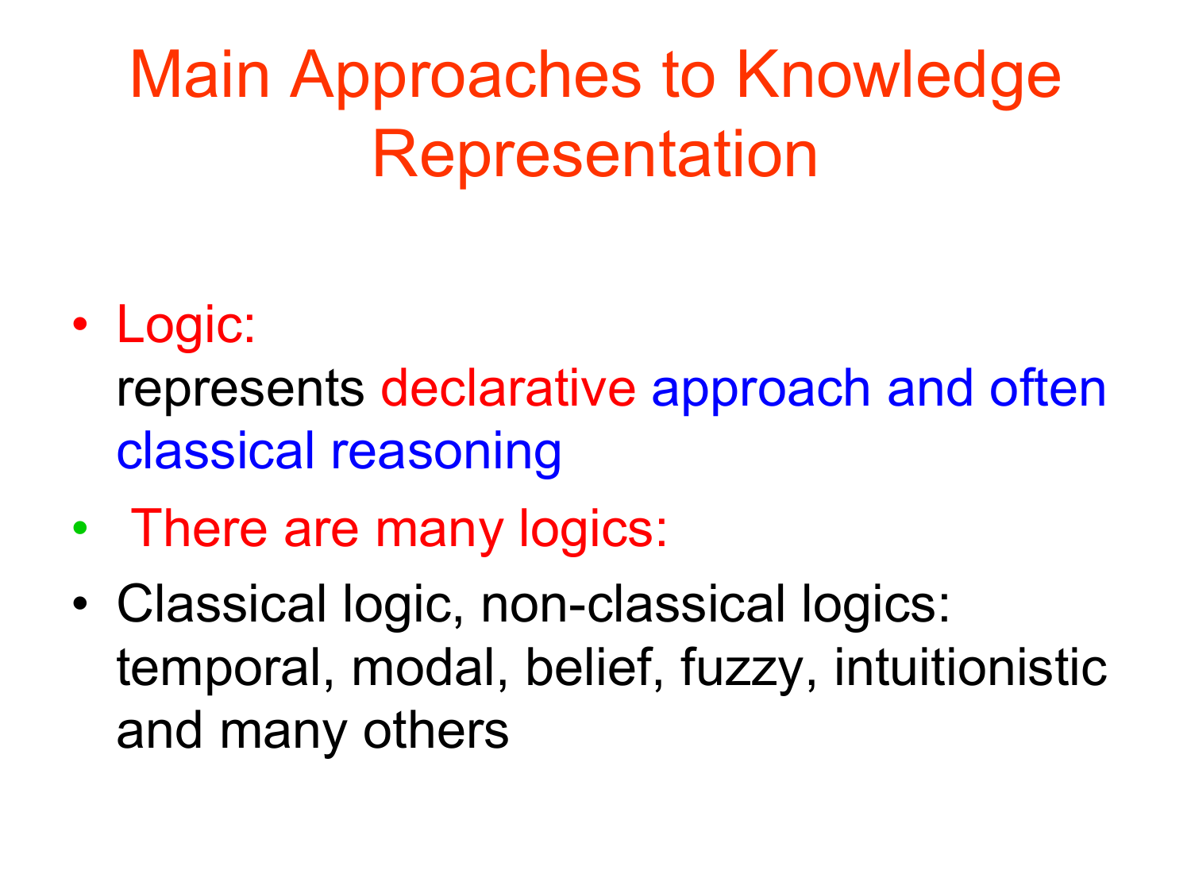# Main Approaches to Knowledge Representation

- Logic:
  represents declarative approach and often classical reasoning
- There are many logics:
- Classical logic, non-classical logics: temporal, modal, belief, fuzzy, intuitionistic and many others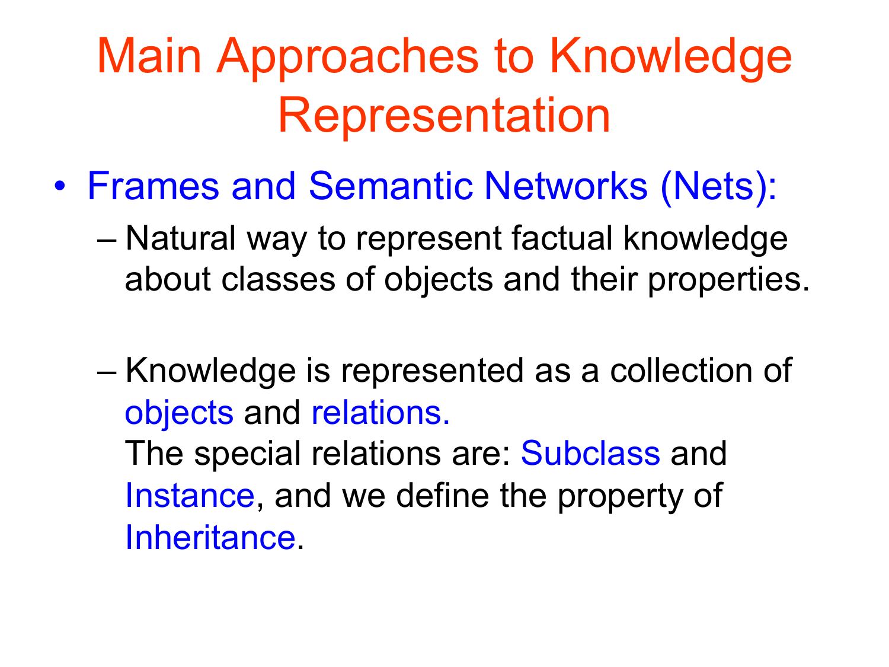# Main Approaches to Knowledge Representation

- Frames and Semantic Networks (Nets):
  - Natural way to represent factual knowledge about classes of objects and their properties.
  - Knowledge is represented as a collection of objects and relations.
    The special relations are: Subclass and Instance, and we define the property of Inheritance.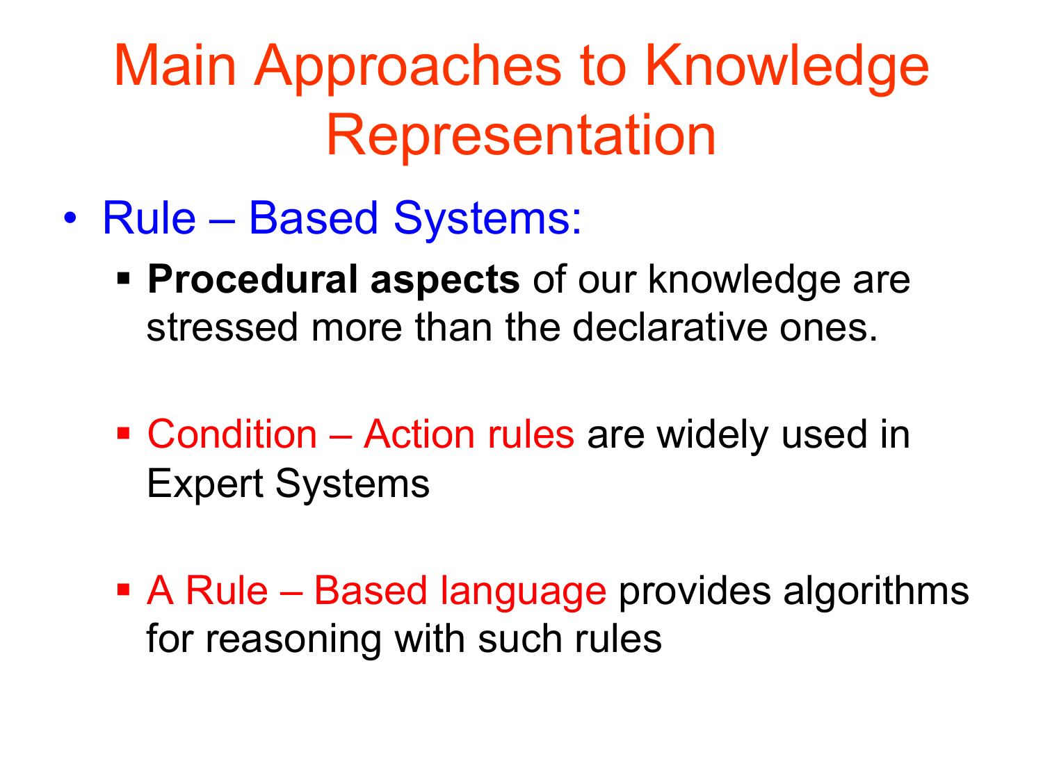# Main Approaches to Knowledge Representation

- Rule – Based Systems:
  - **Procedural aspects** of our knowledge are stressed more than the declarative ones.
  - Condition – Action rules are widely used in Expert Systems
  - A Rule – Based language provides algorithms for reasoning with such rules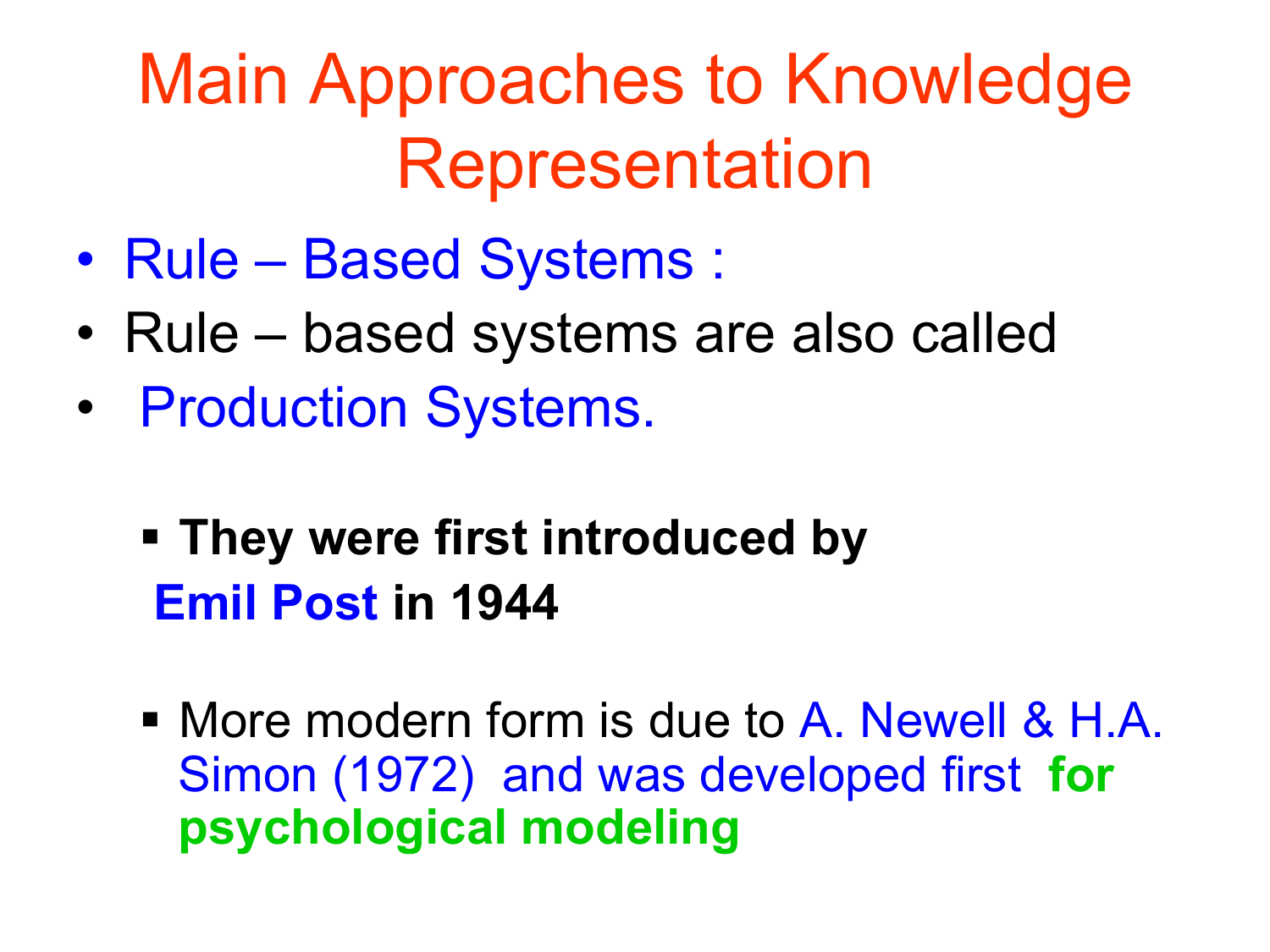# Main Approaches to Knowledge Representation

- Rule – Based Systems :
- Rule – based systems are also called
- Production Systems.

  - **They were first introduced by Emil Post in 1944**

  - More modern form is due to A. Newell & H.A. Simon (1972) and was developed first **for psychological modeling**